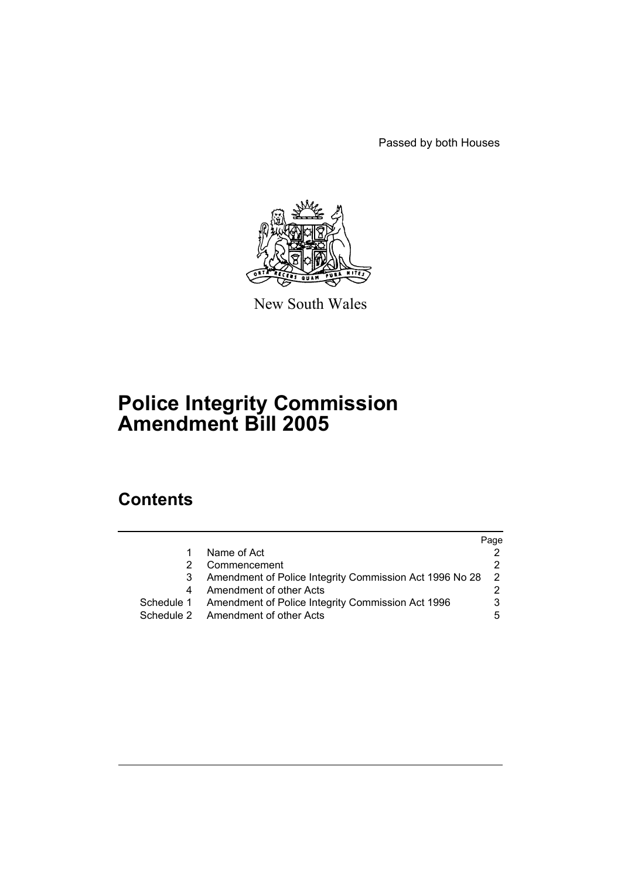Passed by both Houses

New South Wales

# Police Integrity Commission Amendment Bill 2005

## Contents

| | | Page |
|---|---|---|
| 1 | Name of Act | 2 |
| 2 | Commencement | 2 |
| 3 | Amendment of Police Integrity Commission Act 1996 No 28 | 2 |
| 4 | Amendment of other Acts | 2 |
| Schedule 1 | Amendment of Police Integrity Commission Act 1996 | 3 |
| Schedule 2 | Amendment of other Acts | 5 |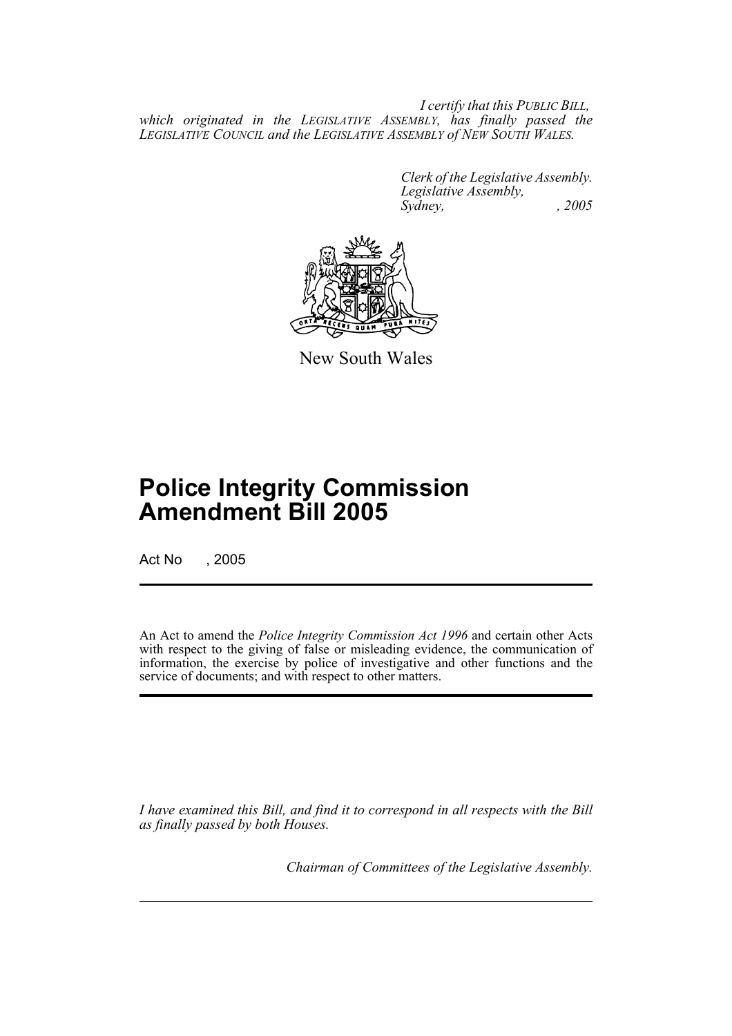*I certify that this PUBLIC BILL, which originated in the LEGISLATIVE ASSEMBLY, has finally passed the LEGISLATIVE COUNCIL and the LEGISLATIVE ASSEMBLY of NEW SOUTH WALES.*

*Clerk of the Legislative Assembly.*
*Legislative Assembly,*
*Sydney, , 2005*

New South Wales

# Police Integrity Commission Amendment Bill 2005

Act No , 2005

An Act to amend the *Police Integrity Commission Act 1996* and certain other Acts with respect to the giving of false or misleading evidence, the communication of information, the exercise by police of investigative and other functions and the service of documents; and with respect to other matters.

*I have examined this Bill, and find it to correspond in all respects with the Bill as finally passed by both Houses.*

*Chairman of Committees of the Legislative Assembly.*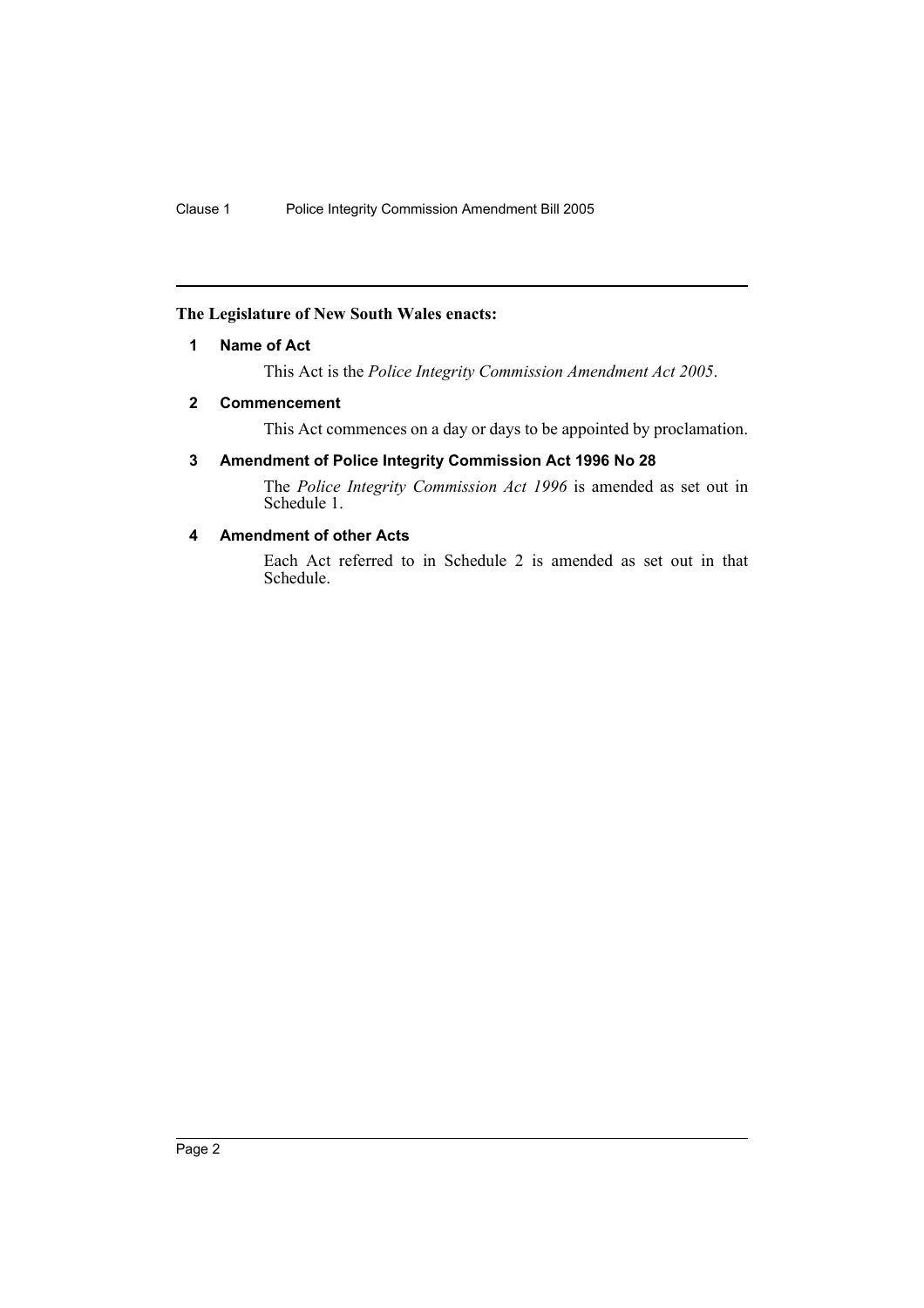**The Legislature of New South Wales enacts:**

### 1 Name of Act

This Act is the *Police Integrity Commission Amendment Act 2005*.

### 2 Commencement

This Act commences on a day or days to be appointed by proclamation.

### 3 Amendment of Police Integrity Commission Act 1996 No 28

The *Police Integrity Commission Act 1996* is amended as set out in Schedule 1.

### 4 Amendment of other Acts

Each Act referred to in Schedule 2 is amended as set out in that Schedule.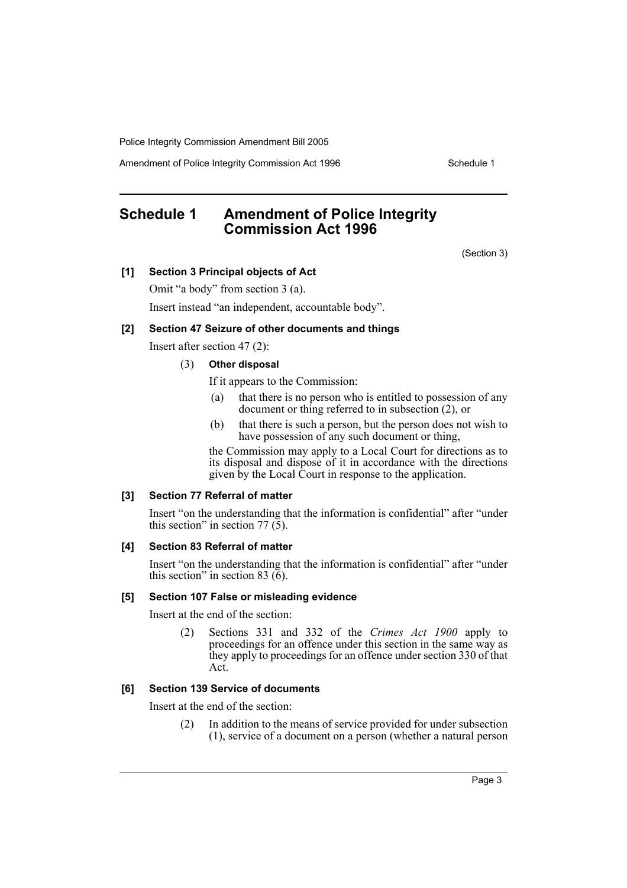# Schedule 1 Amendment of Police Integrity Commission Act 1996

(Section 3)

**[1] Section 3 Principal objects of Act**

Omit "a body" from section 3 (a).

Insert instead "an independent, accountable body".

**[2] Section 47 Seizure of other documents and things**

Insert after section 47 (2):

(3) **Other disposal**

If it appears to the Commission:

(a) that there is no person who is entitled to possession of any document or thing referred to in subsection (2), or

(b) that there is such a person, but the person does not wish to have possession of any such document or thing,

the Commission may apply to a Local Court for directions as to its disposal and dispose of it in accordance with the directions given by the Local Court in response to the application.

**[3] Section 77 Referral of matter**

Insert "on the understanding that the information is confidential" after "under this section" in section 77 (5).

**[4] Section 83 Referral of matter**

Insert "on the understanding that the information is confidential" after "under this section" in section 83 (6).

**[5] Section 107 False or misleading evidence**

Insert at the end of the section:

(2) Sections 331 and 332 of the *Crimes Act 1900* apply to proceedings for an offence under this section in the same way as they apply to proceedings for an offence under section 330 of that Act.

**[6] Section 139 Service of documents**

Insert at the end of the section:

(2) In addition to the means of service provided for under subsection (1), service of a document on a person (whether a natural person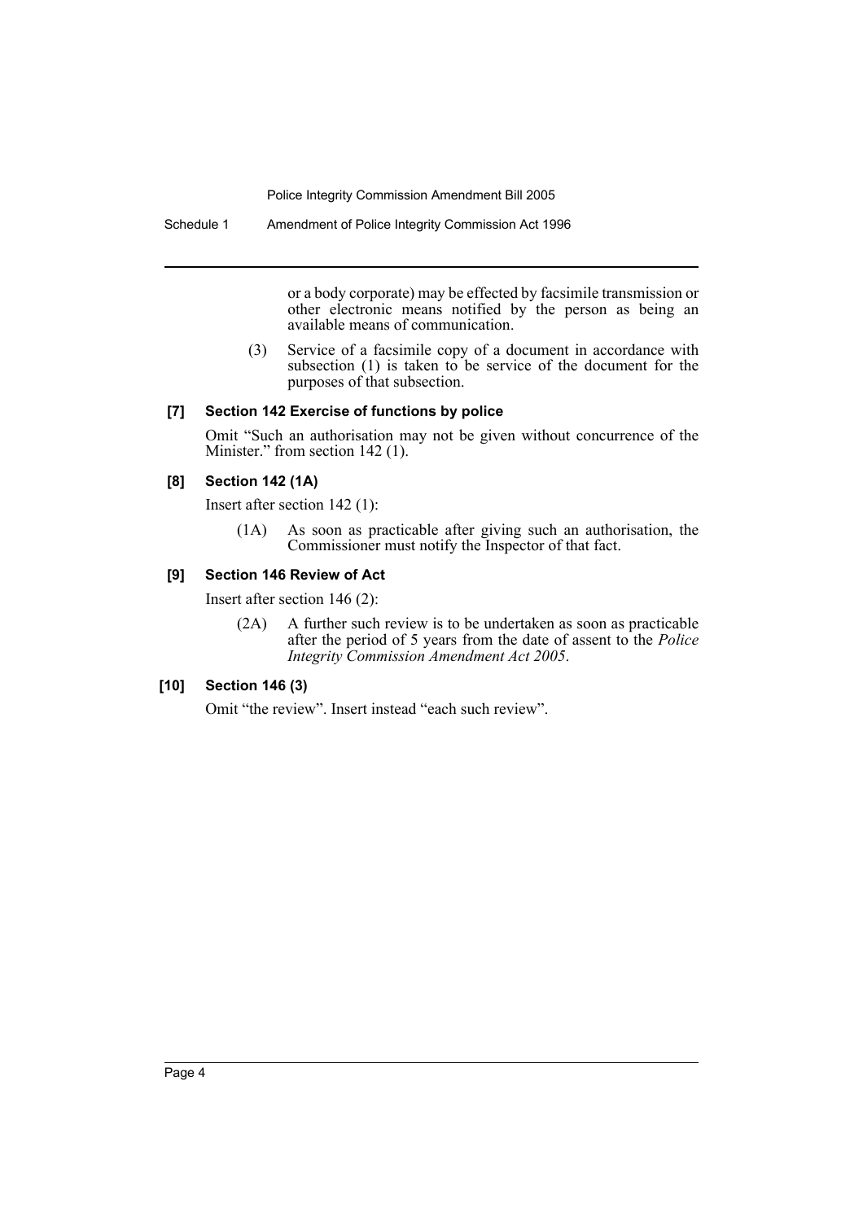or a body corporate) may be effected by facsimile transmission or other electronic means notified by the person as being an available means of communication.

(3) Service of a facsimile copy of a document in accordance with subsection (1) is taken to be service of the document for the purposes of that subsection.

#### [7] Section 142 Exercise of functions by police

Omit "Such an authorisation may not be given without concurrence of the Minister." from section 142 (1).

#### [8] Section 142 (1A)

Insert after section 142 (1):

(1A) As soon as practicable after giving such an authorisation, the Commissioner must notify the Inspector of that fact.

#### [9] Section 146 Review of Act

Insert after section 146 (2):

(2A) A further such review is to be undertaken as soon as practicable after the period of 5 years from the date of assent to the *Police Integrity Commission Amendment Act 2005*.

#### [10] Section 146 (3)

Omit "the review". Insert instead "each such review".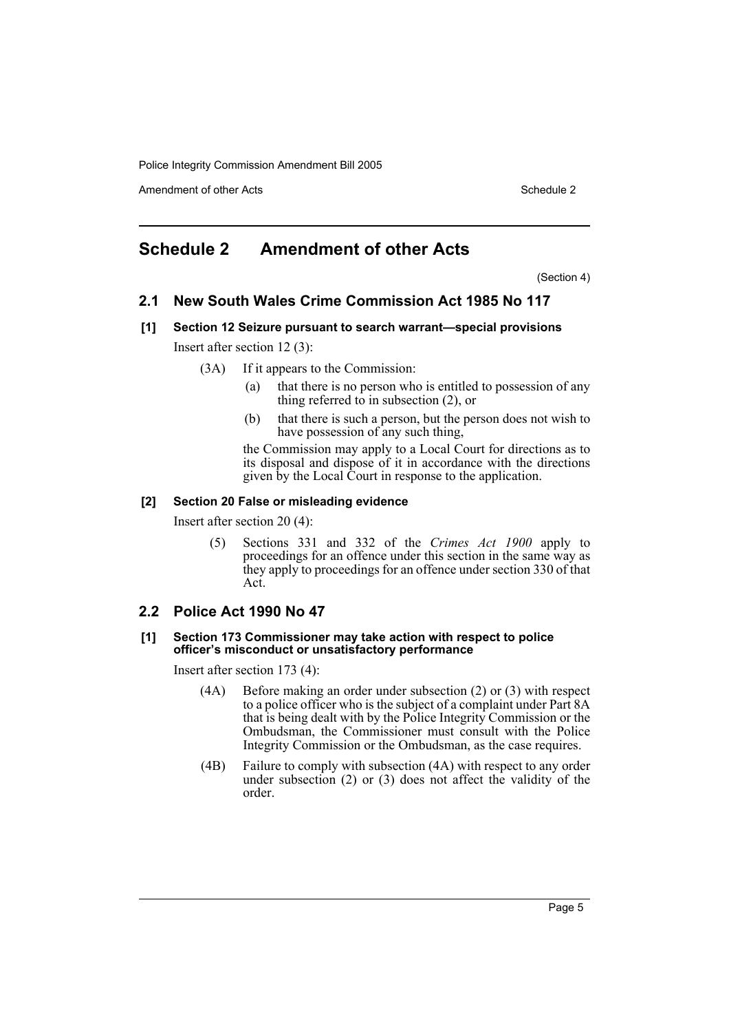## Schedule 2 Amendment of other Acts

(Section 4)

### 2.1 New South Wales Crime Commission Act 1985 No 117

#### [1] Section 12 Seizure pursuant to search warrant—special provisions

Insert after section 12 (3):

(3A) If it appears to the Commission:

(a) that there is no person who is entitled to possession of any thing referred to in subsection (2), or

(b) that there is such a person, but the person does not wish to have possession of any such thing,

the Commission may apply to a Local Court for directions as to its disposal and dispose of it in accordance with the directions given by the Local Court in response to the application.

#### [2] Section 20 False or misleading evidence

Insert after section 20 (4):

(5) Sections 331 and 332 of the *Crimes Act 1900* apply to proceedings for an offence under this section in the same way as they apply to proceedings for an offence under section 330 of that Act.

### 2.2 Police Act 1990 No 47

#### [1] Section 173 Commissioner may take action with respect to police officer's misconduct or unsatisfactory performance

Insert after section 173 (4):

(4A) Before making an order under subsection (2) or (3) with respect to a police officer who is the subject of a complaint under Part 8A that is being dealt with by the Police Integrity Commission or the Ombudsman, the Commissioner must consult with the Police Integrity Commission or the Ombudsman, as the case requires.

(4B) Failure to comply with subsection (4A) with respect to any order under subsection (2) or (3) does not affect the validity of the order.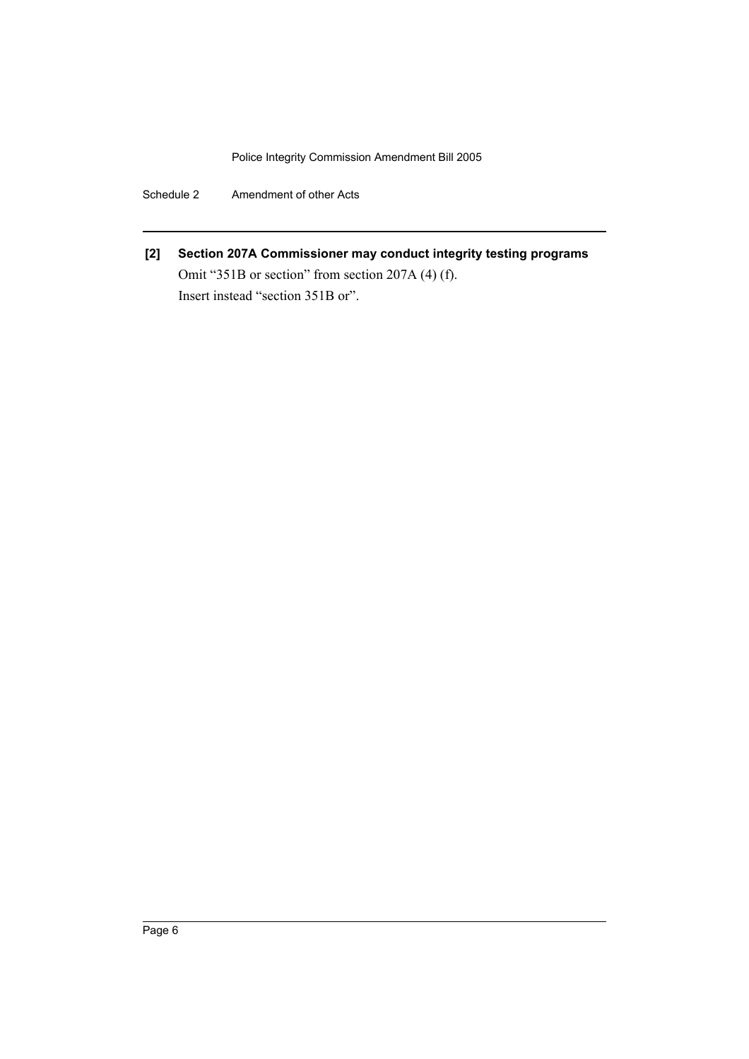**[2] Section 207A Commissioner may conduct integrity testing programs**

Omit "351B or section" from section 207A (4) (f).

Insert instead "section 351B or".